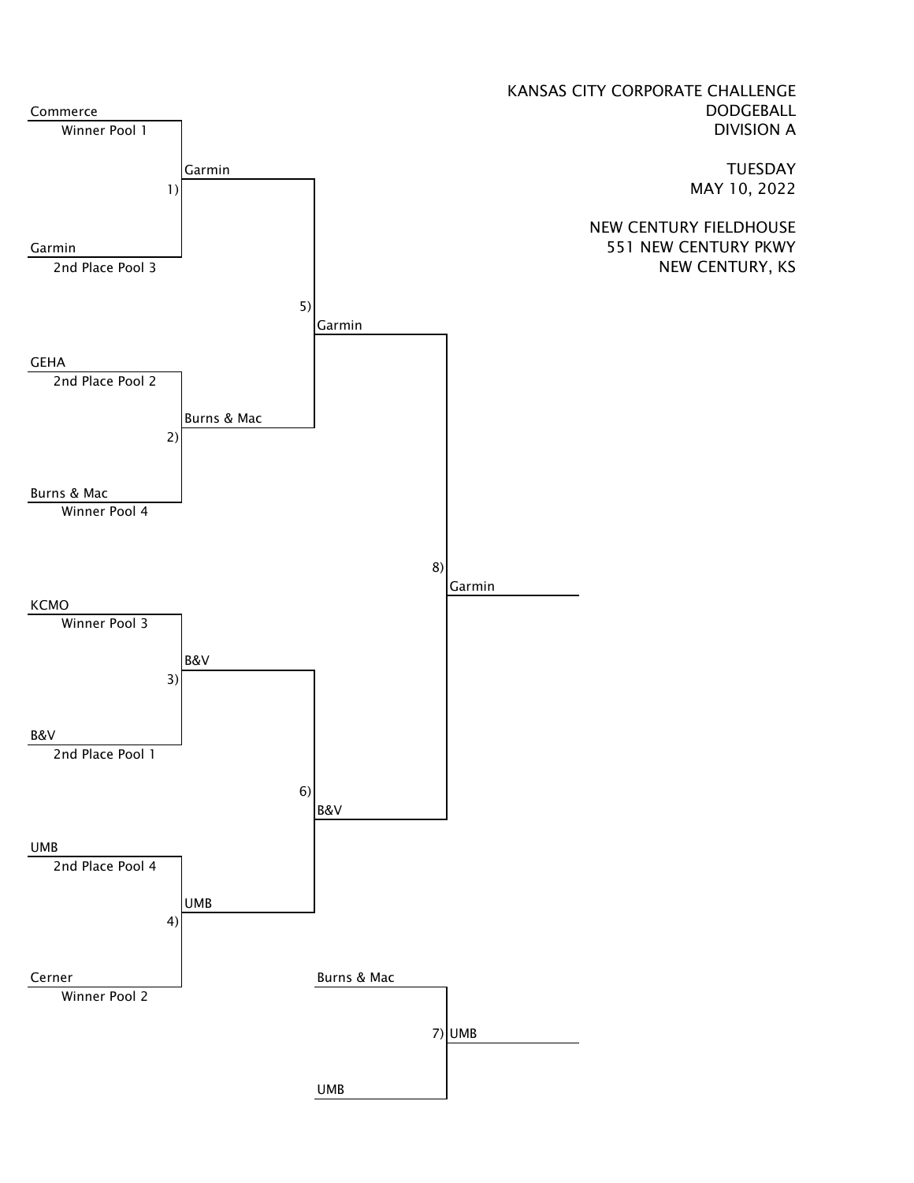KANSAS CITY CORPORATE CHALLENGE
DODGEBALL
DIVISION A

TUESDAY
MAY 10, 2022

NEW CENTURY FIELDHOUSE
551 NEW CENTURY PKWY
NEW CENTURY, KS

Commerce
Winner Pool 1

1) Garmin

Garmin
2nd Place Pool 3

5) Garmin

GEHA
2nd Place Pool 2

2) Burns & Mac

Burns & Mac
Winner Pool 4

8) Garmin

KCMO
Winner Pool 3

3) B&V

B&V
2nd Place Pool 1

6) B&V

UMB
2nd Place Pool 4

4) UMB

Cerner
Winner Pool 2

Burns & Mac

7) UMB

UMB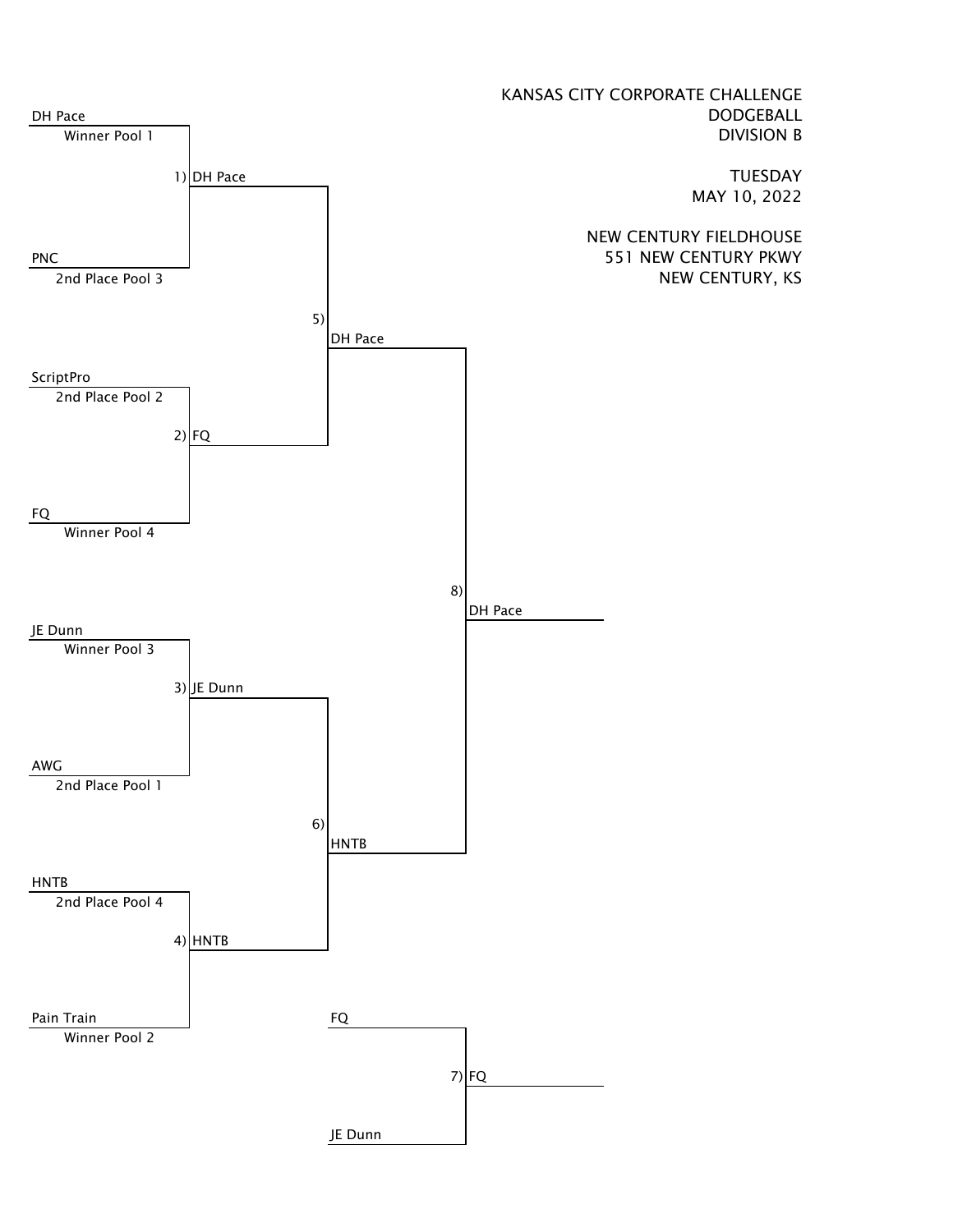KANSAS CITY CORPORATE CHALLENGE
DODGEBALL
DIVISION B

TUESDAY
MAY 10, 2022

NEW CENTURY FIELDHOUSE
551 NEW CENTURY PKWY
NEW CENTURY, KS

DH Pace
Winner Pool 1

1) DH Pace

PNC
2nd Place Pool 3

5) DH Pace

ScriptPro
2nd Place Pool 2

2) FQ

FQ
Winner Pool 4

8) DH Pace

JE Dunn
Winner Pool 3

3) JE Dunn

AWG
2nd Place Pool 1

6) HNTB

HNTB
2nd Place Pool 4

4) HNTB

Pain Train
Winner Pool 2

FQ

7) FQ

JE Dunn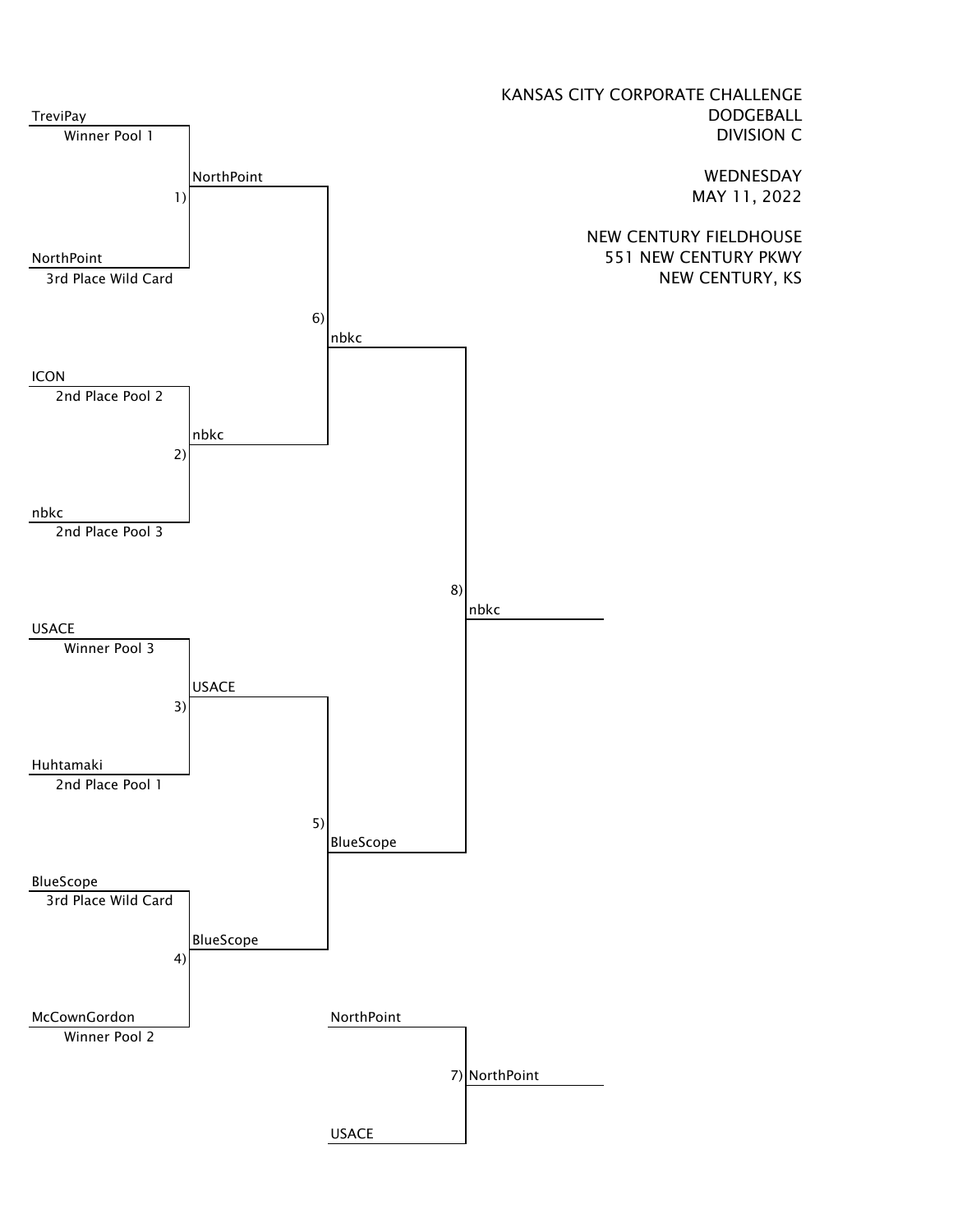# KANSAS CITY CORPORATE CHALLENGE
## DODGEBALL
## DIVISION C

WEDNESDAY
MAY 11, 2022

NEW CENTURY FIELDHOUSE
551 NEW CENTURY PKWY
NEW CENTURY, KS

| Game | Team 1 | Team 2 | Winner |
|---|---|---|---|
| 1) | TreviPay (Winner Pool 1) | NorthPoint (3rd Place Wild Card) | NorthPoint |
| 2) | ICON (2nd Place Pool 2) | nbkc (2nd Place Pool 3) | nbkc |
| 3) | USACE (Winner Pool 3) | Huhtamaki (2nd Place Pool 1) | USACE |
| 4) | BlueScope (3rd Place Wild Card) | McCownGordon (Winner Pool 2) | BlueScope |
| 5) | USACE | BlueScope | BlueScope |
| 6) | NorthPoint | nbkc | nbkc |
| 7) | NorthPoint | USACE | NorthPoint |
| 8) | nbkc | BlueScope | nbkc |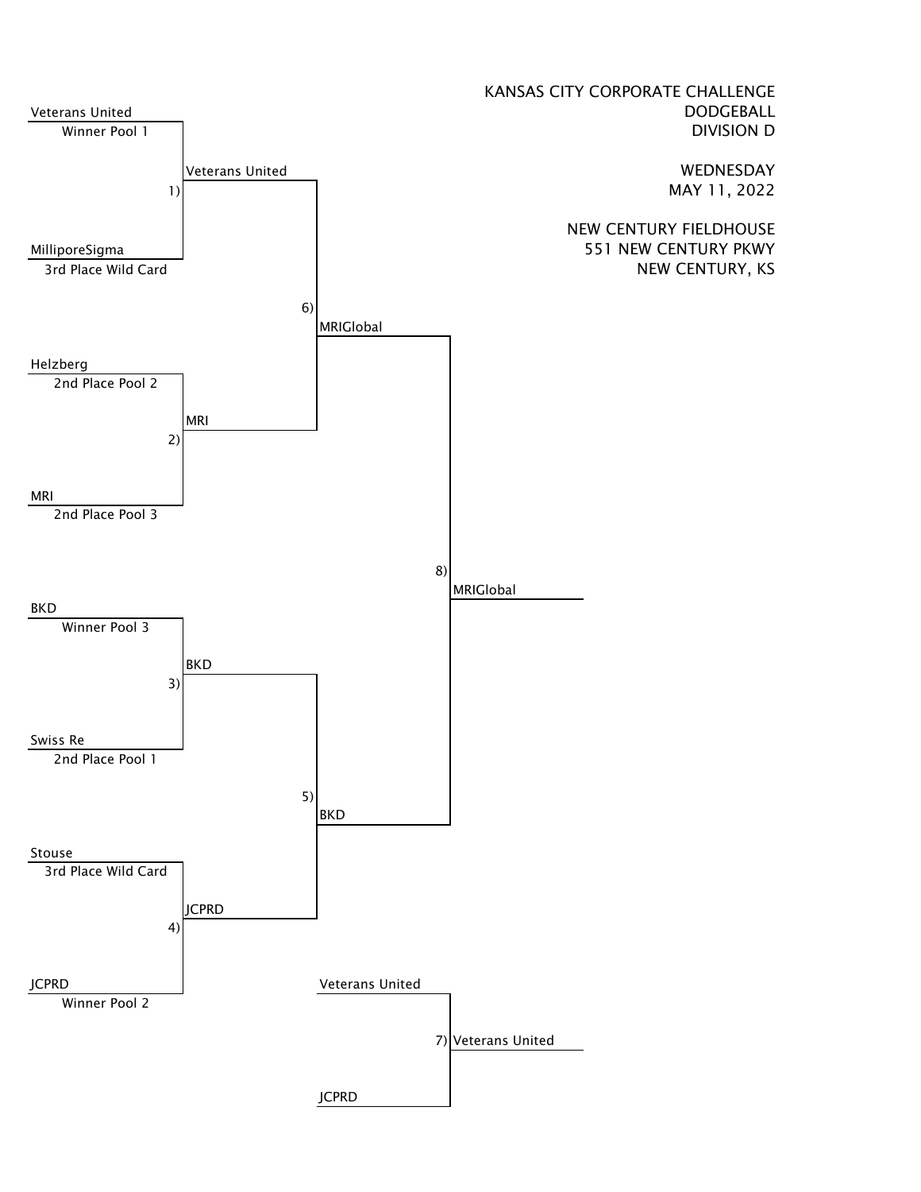KANSAS CITY CORPORATE CHALLENGE
DODGEBALL
DIVISION D

WEDNESDAY
MAY 11, 2022

NEW CENTURY FIELDHOUSE
551 NEW CENTURY PKWY
NEW CENTURY, KS

| Game | Team 1 | Team 2 | Winner |
| --- | --- | --- | --- |
| 1) | Veterans United (Winner Pool 1) | MilliporeSigma (3rd Place Wild Card) | Veterans United |
| 2) | Helzberg (2nd Place Pool 2) | MRI (2nd Place Pool 3) | MRI |
| 3) | BKD (Winner Pool 3) | Swiss Re (2nd Place Pool 1) | BKD |
| 4) | Stouse (3rd Place Wild Card) | JCPRD (Winner Pool 2) | JCPRD |
| 5) | BKD | JCPRD | BKD |
| 6) | Veterans United | MRI | MRIGlobal |
| 7) | Veterans United | JCPRD | Veterans United |
| 8) | MRIGlobal | BKD | MRIGlobal |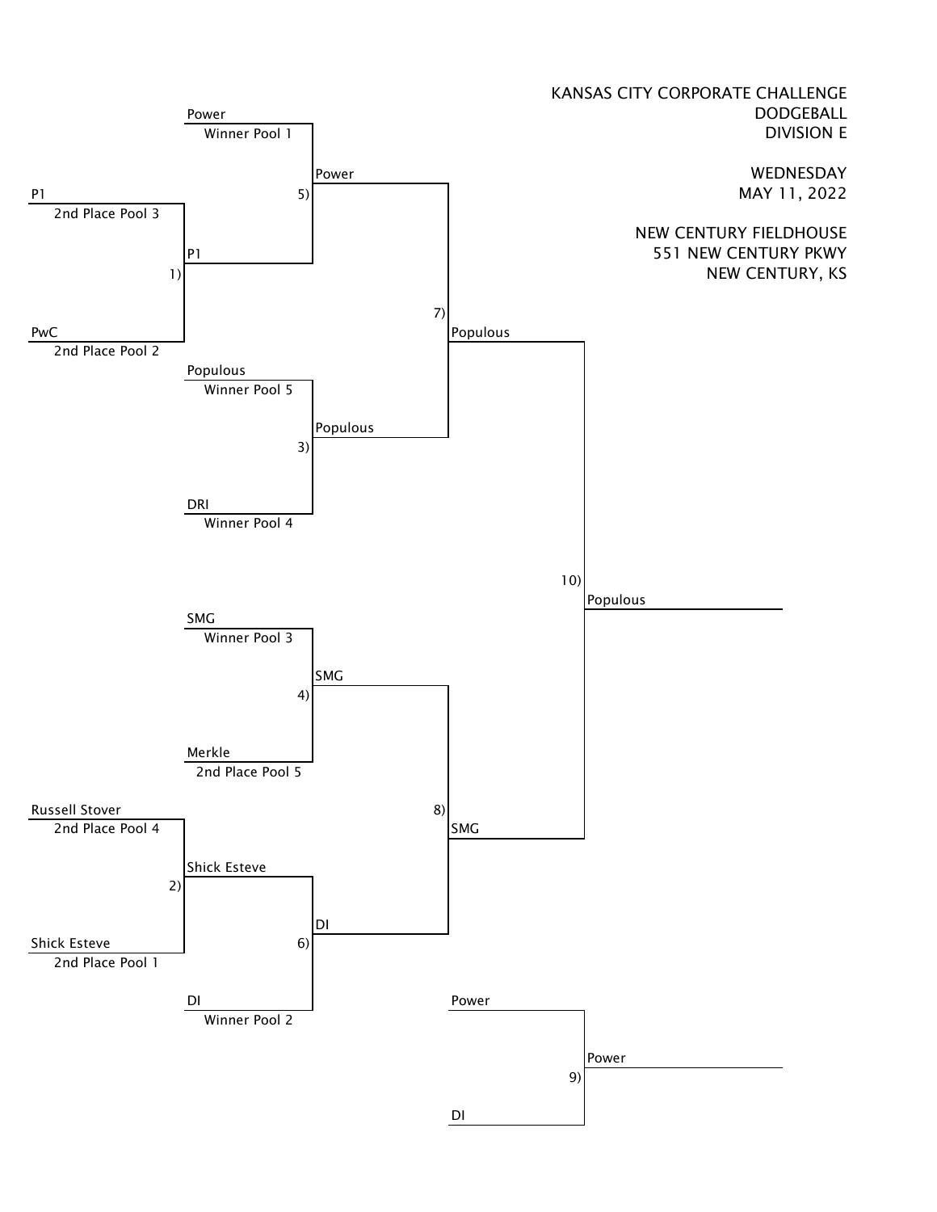KANSAS CITY CORPORATE CHALLENGE
DODGEBALL
DIVISION E

WEDNESDAY
MAY 11, 2022

NEW CENTURY FIELDHOUSE
551 NEW CENTURY PKWY
NEW CENTURY, KS

| Game | Team 1 | Team 2 | Winner |
|---|---|---|---|
| 1) | P1 (2nd Place Pool 3) | PwC (2nd Place Pool 2) | P1 |
| 2) | Russell Stover (2nd Place Pool 4) | Shick Esteve (2nd Place Pool 1) | Shick Esteve |
| 3) | Populous (Winner Pool 5) | DRI (Winner Pool 4) | Populous |
| 4) | SMG (Winner Pool 3) | Merkle (2nd Place Pool 5) | SMG |
| 5) | Power (Winner Pool 1) | P1 | Power |
| 6) | Shick Esteve | DI (Winner Pool 2) | DI |
| 7) | Power | Populous | Populous |
| 8) | SMG | DI | SMG |
| 9) | Power | DI | Power |
| 10) | Populous | SMG | Populous |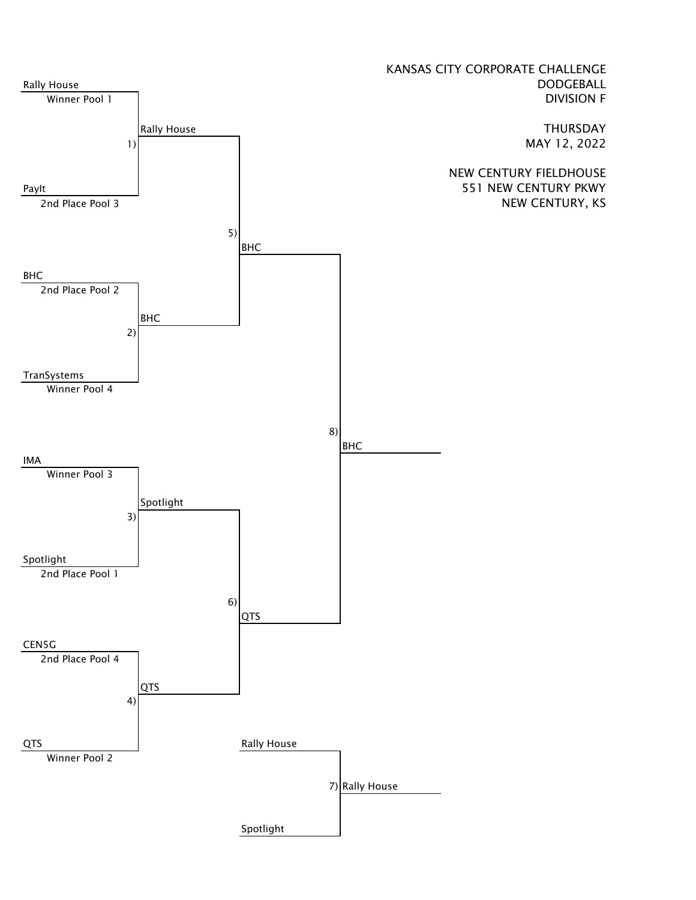# KANSAS CITY CORPORATE CHALLENGE

## DODGEBALL

## DIVISION F

THURSDAY
MAY 12, 2022

NEW CENTURY FIELDHOUSE
551 NEW CENTURY PKWY
NEW CENTURY, KS

| Game | Team 1 | Team 2 | Winner |
|---|---|---|---|
| 1) | Rally House (Winner Pool 1) | PayIt (2nd Place Pool 3) | Rally House |
| 2) | BHC (2nd Place Pool 2) | TranSystems (Winner Pool 4) | BHC |
| 3) | IMA (Winner Pool 3) | Spotlight (2nd Place Pool 1) | Spotlight |
| 4) | CEN5G (2nd Place Pool 4) | QTS (Winner Pool 2) | QTS |
| 5) | Rally House | BHC | BHC |
| 6) | Spotlight | QTS | QTS |
| 7) | Rally House | Spotlight | Rally House |
| 8) | BHC | QTS | BHC |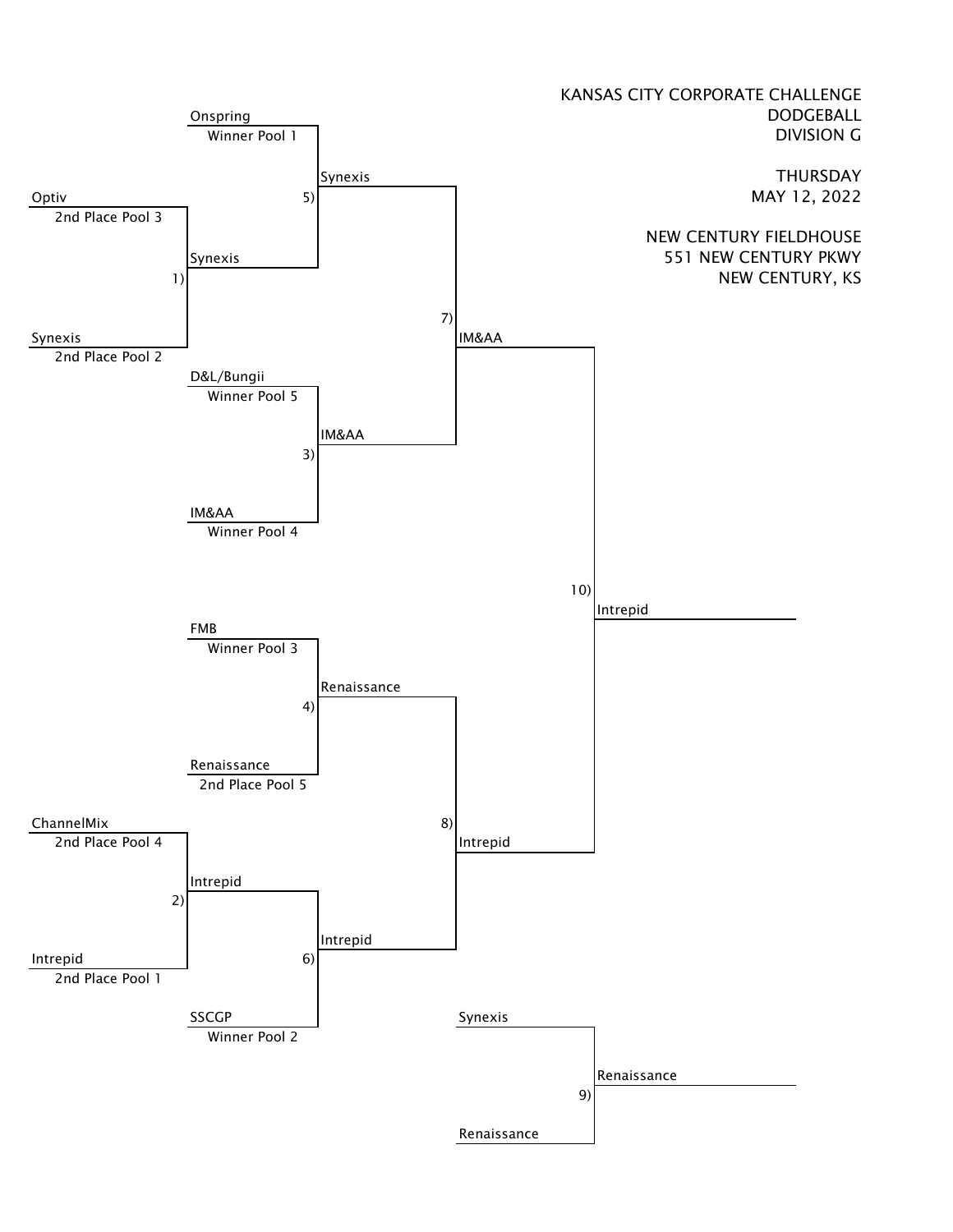KANSAS CITY CORPORATE CHALLENGE
DODGEBALL
DIVISION G

THURSDAY
MAY 12, 2022

NEW CENTURY FIELDHOUSE
551 NEW CENTURY PKWY
NEW CENTURY, KS

Onspring
Winner Pool 1

Optiv
2nd Place Pool 3

5)
Synexis

Synexis

1)

Synexis
2nd Place Pool 2

7)
IM&AA

D&L/Bungii
Winner Pool 5

IM&AA
3)

IM&AA
Winner Pool 4

10)
Intrepid

FMB
Winner Pool 3

Renaissance
4)

Renaissance
2nd Place Pool 5

ChannelMix
2nd Place Pool 4

8)
Intrepid

Intrepid
2)

Intrepid
6)

Intrepid
2nd Place Pool 1

SSCGP
Winner Pool 2

Synexis

Renaissance
9)

Renaissance